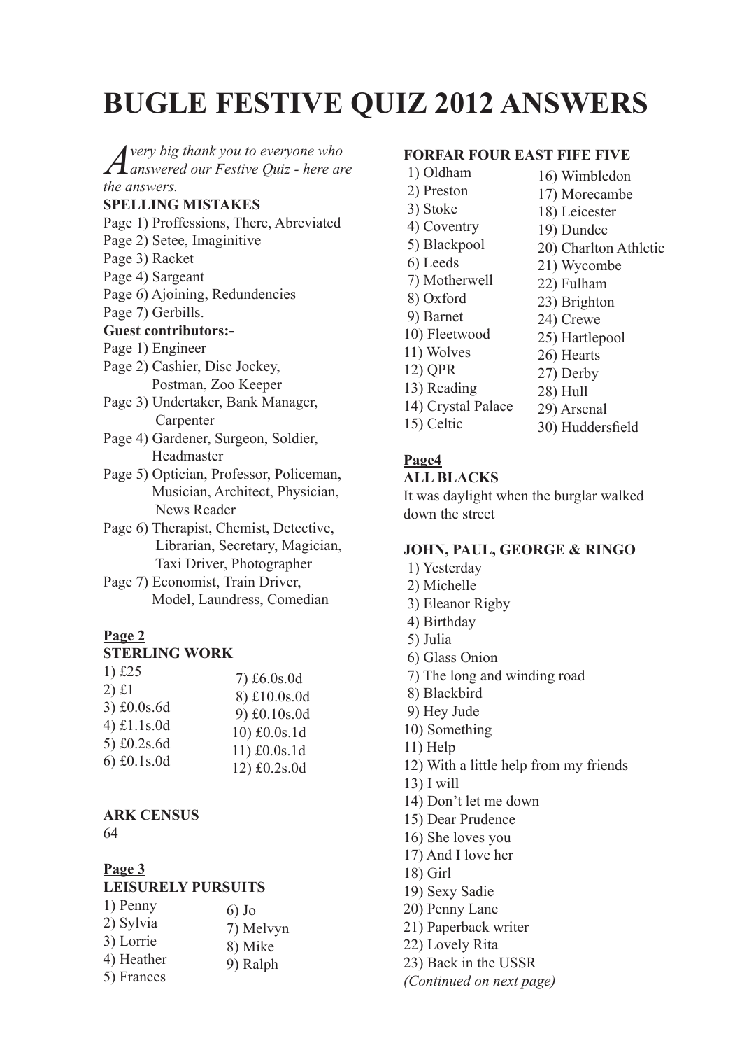# BUGLE FESTIVE QUIZ 2012 ANSWERS

*A very big thank you to everyone who answered our Festive Quiz - here are the answers.*

**SPELLING MISTAKES**

Page 1) Proffessions, There, Abreviated
Page 2) Setee, Imaginitive
Page 3) Racket
Page 4) Sargeant
Page 6) Ajoining, Redundencies
Page 7) Gerbills.

**Guest contributors:-**

Page 1) Engineer
Page 2) Cashier, Disc Jockey, Postman, Zoo Keeper
Page 3) Undertaker, Bank Manager, Carpenter
Page 4) Gardener, Surgeon, Soldier, Headmaster
Page 5) Optician, Professor, Policeman, Musician, Architect, Physician, News Reader
Page 6) Therapist, Chemist, Detective, Librarian, Secretary, Magician, Taxi Driver, Photographer
Page 7) Economist, Train Driver, Model, Laundress, Comedian

**Page 2**

**STERLING WORK**

1) £25
2) £1
3) £0.0s.6d
4) £1.1s.0d
5) £0.2s.6d
6) £0.1s.0d
7) £6.0s.0d
8) £10.0s.0d
9) £0.10s.0d
10) £0.0s.1d
11) £0.0s.1d
12) £0.2s.0d

**ARK CENSUS**

64

**Page 3**

**LEISURELY PURSUITS**

1) Penny
2) Sylvia
3) Lorrie
4) Heather
5) Frances
6) Jo
7) Melvyn
8) Mike
9) Ralph

**FORFAR FOUR EAST FIFE FIVE**

1) Oldham
2) Preston
3) Stoke
4) Coventry
5) Blackpool
6) Leeds
7) Motherwell
8) Oxford
9) Barnet
10) Fleetwood
11) Wolves
12) QPR
13) Reading
14) Crystal Palace
15) Celtic
16) Wimbledon
17) Morecambe
18) Leicester
19) Dundee
20) Charlton Athletic
21) Wycombe
22) Fulham
23) Brighton
24) Crewe
25) Hartlepool
26) Hearts
27) Derby
28) Hull
29) Arsenal
30) Huddersfield

**Page4**

**ALL BLACKS**

It was daylight when the burglar walked down the street

**JOHN, PAUL, GEORGE & RINGO**

1) Yesterday
2) Michelle
3) Eleanor Rigby
4) Birthday
5) Julia
6) Glass Onion
7) The long and winding road
8) Blackbird
9) Hey Jude
10) Something
11) Help
12) With a little help from my friends
13) I will
14) Don't let me down
15) Dear Prudence
16) She loves you
17) And I love her
18) Girl
19) Sexy Sadie
20) Penny Lane
21) Paperback writer
22) Lovely Rita
23) Back in the USSR

*(Continued on next page)*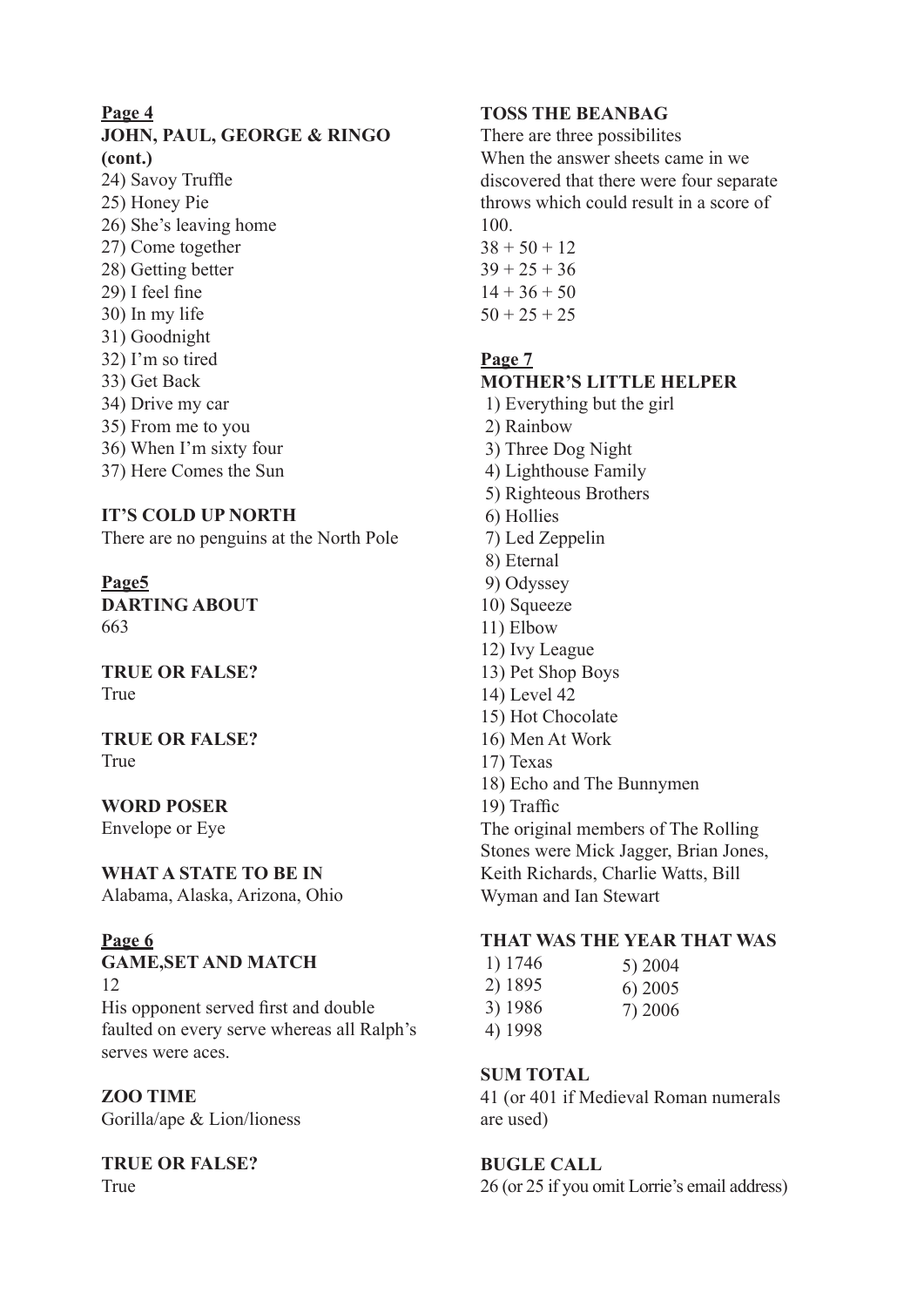**Page 4**

**JOHN, PAUL, GEORGE & RINGO (cont.)**

24) Savoy Truffle
25) Honey Pie
26) She's leaving home
27) Come together
28) Getting better
29) I feel fine
30) In my life
31) Goodnight
32) I'm so tired
33) Get Back
34) Drive my car
35) From me to you
36) When I'm sixty four
37) Here Comes the Sun

**IT'S COLD UP NORTH**

There are no penguins at the North Pole

**Page5**

**DARTING ABOUT**

663

**TRUE OR FALSE?**

True

**TRUE OR FALSE?**

True

**WORD POSER**

Envelope or Eye

**WHAT A STATE TO BE IN**

Alabama, Alaska, Arizona, Ohio

**Page 6**

**GAME,SET AND MATCH**

12

His opponent served first and double faulted on every serve whereas all Ralph's serves were aces.

**ZOO TIME**

Gorilla/ape & Lion/lioness

**TRUE OR FALSE?**

True

**TOSS THE BEANBAG**

There are three possibilites

When the answer sheets came in we discovered that there were four separate throws which could result in a score of 100.

38 + 50 + 12
39 + 25 + 36
14 + 36 + 50
50 + 25 + 25

**Page 7**

**MOTHER'S LITTLE HELPER**

1) Everything but the girl
2) Rainbow
3) Three Dog Night
4) Lighthouse Family
5) Righteous Brothers
6) Hollies
7) Led Zeppelin
8) Eternal
9) Odyssey
10) Squeeze
11) Elbow
12) Ivy League
13) Pet Shop Boys
14) Level 42
15) Hot Chocolate
16) Men At Work
17) Texas
18) Echo and The Bunnymen
19) Traffic

The original members of The Rolling Stones were Mick Jagger, Brian Jones, Keith Richards, Charlie Watts, Bill Wyman and Ian Stewart

**THAT WAS THE YEAR THAT WAS**

1) 1746
2) 1895
3) 1986
4) 1998
5) 2004
6) 2005
7) 2006

**SUM TOTAL**

41 (or 401 if Medieval Roman numerals are used)

**BUGLE CALL**

26 (or 25 if you omit Lorrie's email address)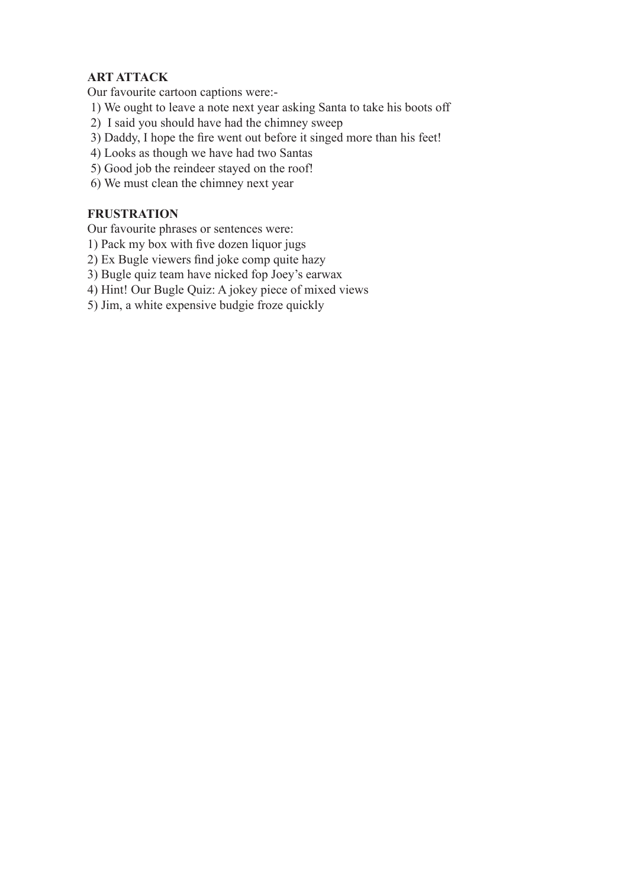**ART ATTACK**

Our favourite cartoon captions were:-

1) We ought to leave a note next year asking Santa to take his boots off
2) I said you should have had the chimney sweep
3) Daddy, I hope the fire went out before it singed more than his feet!
4) Looks as though we have had two Santas
5) Good job the reindeer stayed on the roof!
6) We must clean the chimney next year

**FRUSTRATION**

Our favourite phrases or sentences were:

1) Pack my box with five dozen liquor jugs
2) Ex Bugle viewers find joke comp quite hazy
3) Bugle quiz team have nicked fop Joey's earwax
4) Hint! Our Bugle Quiz: A jokey piece of mixed views
5) Jim, a white expensive budgie froze quickly